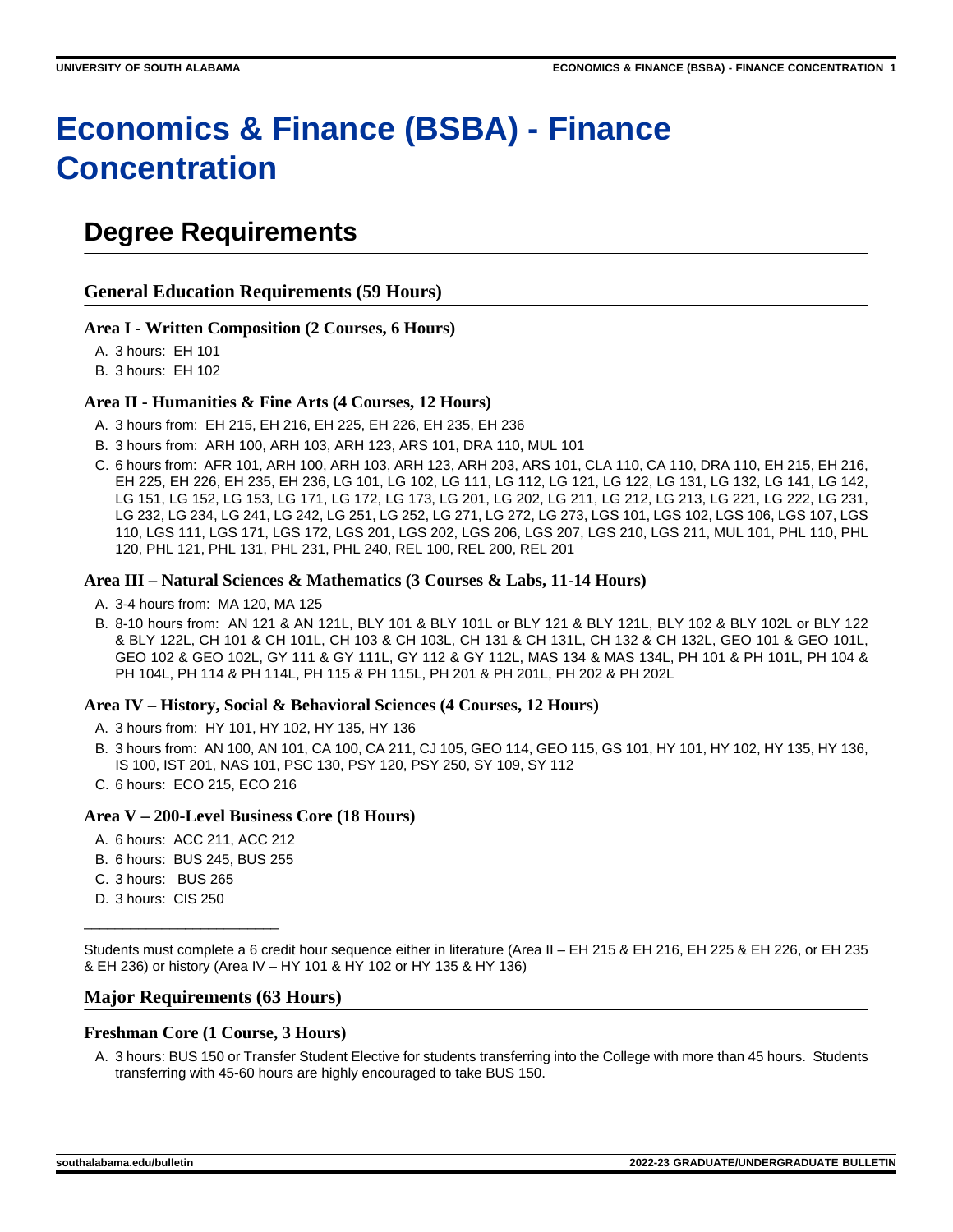# Economics & Finance (BSBA) - Finance Concentration

## Degree Requirements

### General Education Requirements (59 Hours)

#### Area I - Written Composition (2 Courses, 6 Hours)

A. 3 hours: EH 101
B. 3 hours: EH 102

#### Area II - Humanities & Fine Arts (4 Courses, 12 Hours)

A. 3 hours from: EH 215, EH 216, EH 225, EH 226, EH 235, EH 236
B. 3 hours from: ARH 100, ARH 103, ARH 123, ARS 101, DRA 110, MUL 101
C. 6 hours from: AFR 101, ARH 100, ARH 103, ARH 123, ARH 203, ARS 101, CLA 110, CA 110, DRA 110, EH 215, EH 216, EH 225, EH 226, EH 235, EH 236, LG 101, LG 102, LG 111, LG 112, LG 121, LG 122, LG 131, LG 132, LG 141, LG 142, LG 151, LG 152, LG 153, LG 171, LG 172, LG 173, LG 201, LG 202, LG 211, LG 212, LG 213, LG 221, LG 222, LG 231, LG 232, LG 234, LG 241, LG 242, LG 251, LG 252, LG 271, LG 272, LG 273, LGS 101, LGS 102, LGS 106, LGS 107, LGS 110, LGS 111, LGS 171, LGS 172, LGS 201, LGS 202, LGS 206, LGS 207, LGS 210, LGS 211, MUL 101, PHL 110, PHL 120, PHL 121, PHL 131, PHL 231, PHL 240, REL 100, REL 200, REL 201

#### Area III – Natural Sciences & Mathematics (3 Courses & Labs, 11-14 Hours)

A. 3-4 hours from: MA 120, MA 125
B. 8-10 hours from: AN 121 & AN 121L, BLY 101 & BLY 101L or BLY 121 & BLY 121L, BLY 102 & BLY 102L or BLY 122 & BLY 122L, CH 101 & CH 101L, CH 103 & CH 103L, CH 131 & CH 131L, CH 132 & CH 132L, GEO 101 & GEO 101L, GEO 102 & GEO 102L, GY 111 & GY 111L, GY 112 & GY 112L, MAS 134 & MAS 134L, PH 101 & PH 101L, PH 104 & PH 104L, PH 114 & PH 114L, PH 115 & PH 115L, PH 201 & PH 201L, PH 202 & PH 202L

#### Area IV – History, Social & Behavioral Sciences (4 Courses, 12 Hours)

A. 3 hours from: HY 101, HY 102, HY 135, HY 136
B. 3 hours from: AN 100, AN 101, CA 100, CA 211, CJ 105, GEO 114, GEO 115, GS 101, HY 101, HY 102, HY 135, HY 136, IS 100, IST 201, NAS 101, PSC 130, PSY 120, PSY 250, SY 109, SY 112
C. 6 hours: ECO 215, ECO 216

#### Area V – 200-Level Business Core (18 Hours)

A. 6 hours: ACC 211, ACC 212
B. 6 hours: BUS 245, BUS 255
C. 3 hours: BUS 265
D. 3 hours: CIS 250

---

Students must complete a 6 credit hour sequence either in literature (Area II – EH 215 & EH 216, EH 225 & EH 226, or EH 235 & EH 236) or history (Area IV – HY 101 & HY 102 or HY 135 & HY 136)

### Major Requirements (63 Hours)

#### Freshman Core (1 Course, 3 Hours)

A. 3 hours: BUS 150 or Transfer Student Elective for students transferring into the College with more than 45 hours. Students transferring with 45-60 hours are highly encouraged to take BUS 150.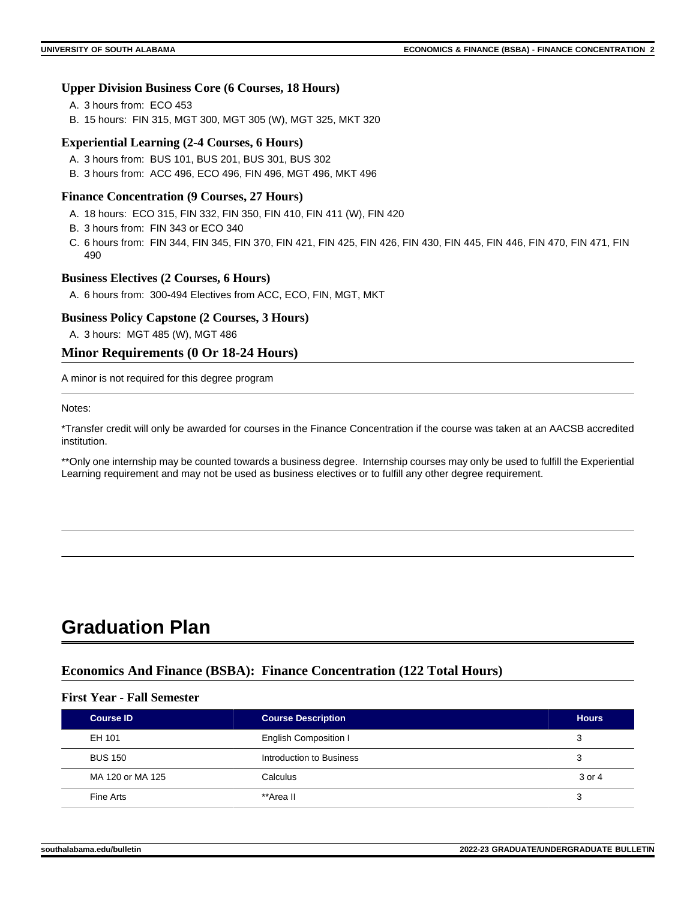### Upper Division Business Core (6 Courses, 18 Hours)

A. 3 hours from: ECO 453
B. 15 hours: FIN 315, MGT 300, MGT 305 (W), MGT 325, MKT 320

### Experiential Learning (2-4 Courses, 6 Hours)

A. 3 hours from: BUS 101, BUS 201, BUS 301, BUS 302
B. 3 hours from: ACC 496, ECO 496, FIN 496, MGT 496, MKT 496

### Finance Concentration (9 Courses, 27 Hours)

A. 18 hours: ECO 315, FIN 332, FIN 350, FIN 410, FIN 411 (W), FIN 420
B. 3 hours from: FIN 343 or ECO 340
C. 6 hours from: FIN 344, FIN 345, FIN 370, FIN 421, FIN 425, FIN 426, FIN 430, FIN 445, FIN 446, FIN 470, FIN 471, FIN 490

### Business Electives (2 Courses, 6 Hours)

A. 6 hours from: 300-494 Electives from ACC, ECO, FIN, MGT, MKT

### Business Policy Capstone (2 Courses, 3 Hours)

A. 3 hours: MGT 485 (W), MGT 486

## Minor Requirements (0 Or 18-24 Hours)

A minor is not required for this degree program

Notes:

*Transfer credit will only be awarded for courses in the Finance Concentration if the course was taken at an AACSB accredited institution.

**Only one internship may be counted towards a business degree. Internship courses may only be used to fulfill the Experiential Learning requirement and may not be used as business electives or to fulfill any other degree requirement.

# Graduation Plan

## Economics And Finance (BSBA): Finance Concentration (122 Total Hours)

### First Year - Fall Semester

| Course ID | Course Description | Hours |
|---|---|---|
| EH 101 | English Composition I | 3 |
| BUS 150 | Introduction to Business | 3 |
| MA 120 or MA 125 | Calculus | 3 or 4 |
| Fine Arts | **Area II | 3 |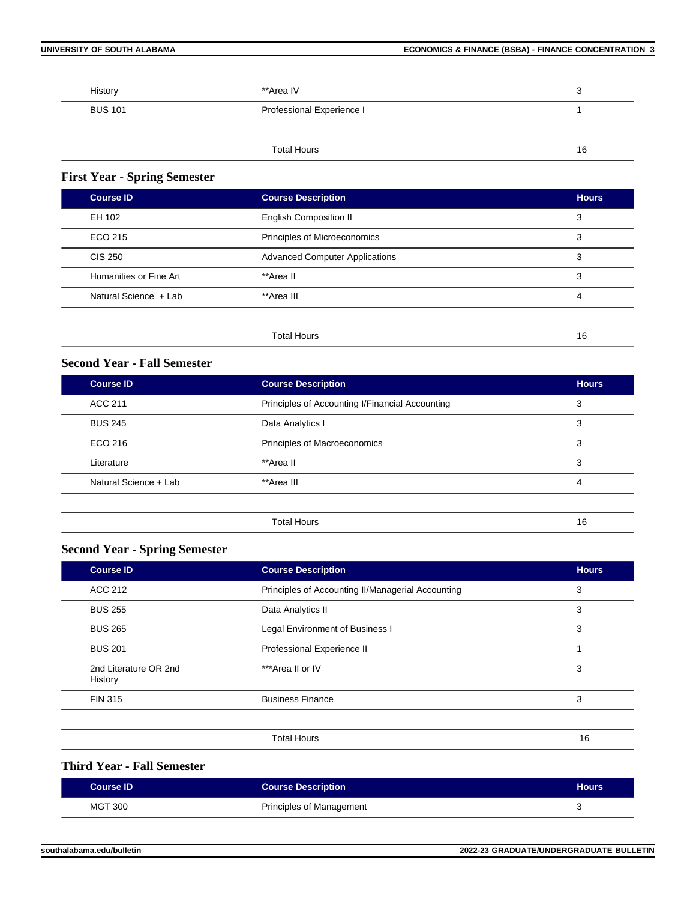| | | |
|---|---|---|
| History | **Area IV | 3 |
| BUS 101 | Professional Experience I | 1 |
| | Total Hours | 16 |

### First Year - Spring Semester

| Course ID | Course Description | Hours |
|---|---|---|
| EH 102 | English Composition II | 3 |
| ECO 215 | Principles of Microeconomics | 3 |
| CIS 250 | Advanced Computer Applications | 3 |
| Humanities or Fine Art | **Area II | 3 |
| Natural Science + Lab | **Area III | 4 |
| | Total Hours | 16 |

### Second Year - Fall Semester

| Course ID | Course Description | Hours |
|---|---|---|
| ACC 211 | Principles of Accounting I/Financial Accounting | 3 |
| BUS 245 | Data Analytics I | 3 |
| ECO 216 | Principles of Macroeconomics | 3 |
| Literature | **Area II | 3 |
| Natural Science + Lab | **Area III | 4 |
| | Total Hours | 16 |

### Second Year - Spring Semester

| Course ID | Course Description | Hours |
|---|---|---|
| ACC 212 | Principles of Accounting II/Managerial Accounting | 3 |
| BUS 255 | Data Analytics II | 3 |
| BUS 265 | Legal Environment of Business I | 3 |
| BUS 201 | Professional Experience II | 1 |
| 2nd Literature OR 2nd History | ***Area II or IV | 3 |
| FIN 315 | Business Finance | 3 |
| | Total Hours | 16 |

### Third Year - Fall Semester

| Course ID | Course Description | Hours |
|---|---|---|
| MGT 300 | Principles of Management | 3 |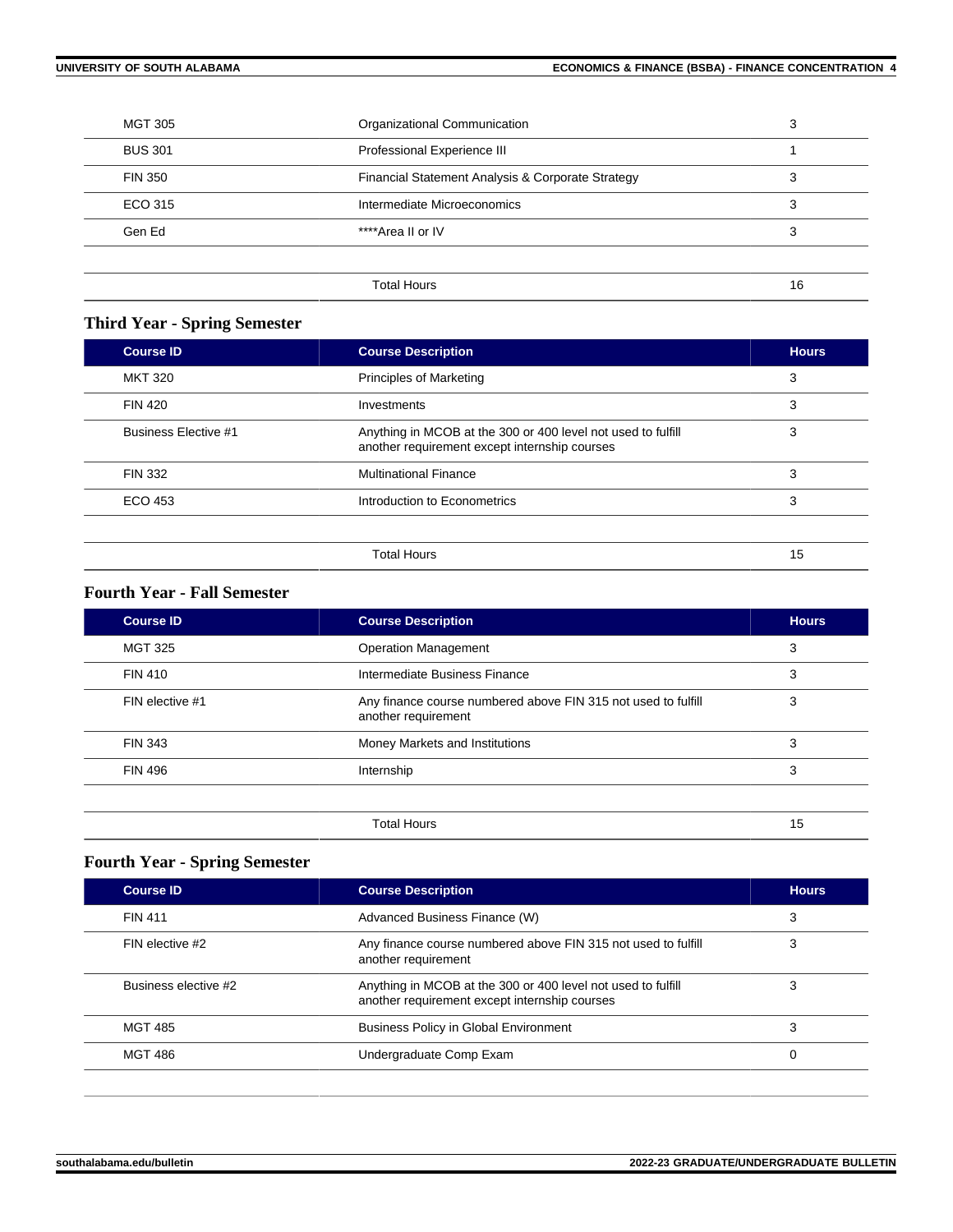| | | |
|---|---|---|
| MGT 305 | Organizational Communication | 3 |
| BUS 301 | Professional Experience III | 1 |
| FIN 350 | Financial Statement Analysis & Corporate Strategy | 3 |
| ECO 315 | Intermediate Microeconomics | 3 |
| Gen Ed | ****Area II or IV | 3 |
| | | |
| | Total Hours | 16 |

### Third Year - Spring Semester

| Course ID | Course Description | Hours |
|---|---|---|
| MKT 320 | Principles of Marketing | 3 |
| FIN 420 | Investments | 3 |
| Business Elective #1 | Anything in MCOB at the 300 or 400 level not used to fulfill another requirement except internship courses | 3 |
| FIN 332 | Multinational Finance | 3 |
| ECO 453 | Introduction to Econometrics | 3 |
| | | |
| | Total Hours | 15 |

### Fourth Year - Fall Semester

| Course ID | Course Description | Hours |
|---|---|---|
| MGT 325 | Operation Management | 3 |
| FIN 410 | Intermediate Business Finance | 3 |
| FIN elective #1 | Any finance course numbered above FIN 315 not used to fulfill another requirement | 3 |
| FIN 343 | Money Markets and Institutions | 3 |
| FIN 496 | Internship | 3 |
| | | |
| | Total Hours | 15 |

### Fourth Year - Spring Semester

| Course ID | Course Description | Hours |
|---|---|---|
| FIN 411 | Advanced Business Finance (W) | 3 |
| FIN elective #2 | Any finance course numbered above FIN 315 not used to fulfill another requirement | 3 |
| Business elective #2 | Anything in MCOB at the 300 or 400 level not used to fulfill another requirement except internship courses | 3 |
| MGT 485 | Business Policy in Global Environment | 3 |
| MGT 486 | Undergraduate Comp Exam | 0 |
| | | |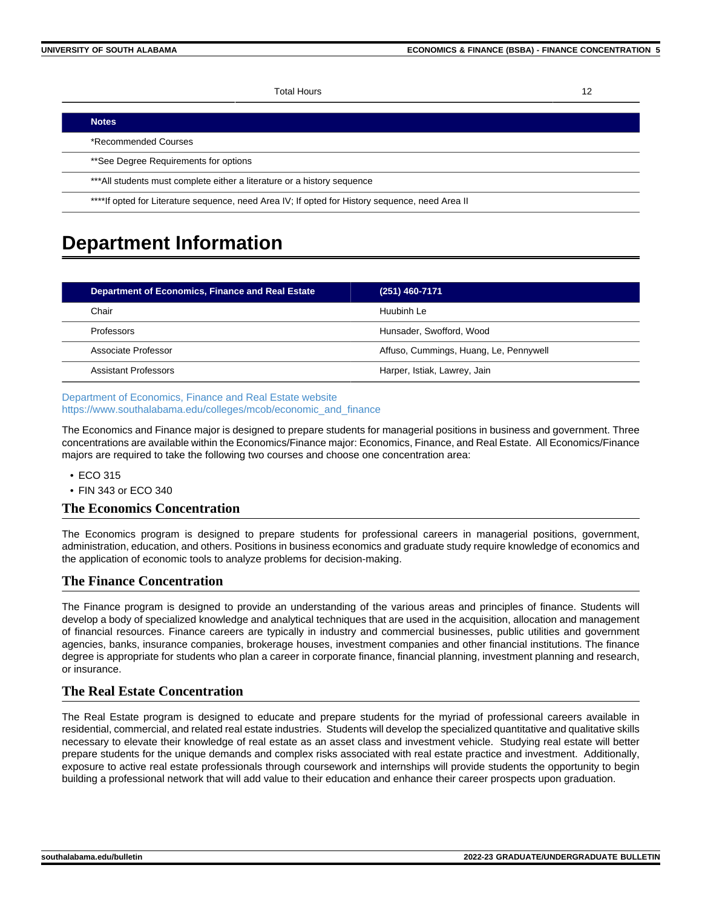| | Total Hours | 12 |
|---|---|---|

| Notes |
|---|
| *Recommended Courses |
| **See Degree Requirements for options |
| ***All students must complete either a literature or a history sequence |
| ****If opted for Literature sequence, need Area IV; If opted for History sequence, need Area II |

# Department Information

| Department of Economics, Finance and Real Estate | (251) 460-7171 |
|---|---|
| Chair | Huubinh Le |
| Professors | Hunsader, Swofford, Wood |
| Associate Professor | Affuso, Cummings, Huang, Le, Pennywell |
| Assistant Professors | Harper, Istiak, Lawrey, Jain |

Department of Economics, Finance and Real Estate website
https://www.southalabama.edu/colleges/mcob/economic_and_finance

The Economics and Finance major is designed to prepare students for managerial positions in business and government. Three concentrations are available within the Economics/Finance major: Economics, Finance, and Real Estate. All Economics/Finance majors are required to take the following two courses and choose one concentration area:

- ECO 315
- FIN 343 or ECO 340

## The Economics Concentration

The Economics program is designed to prepare students for professional careers in managerial positions, government, administration, education, and others. Positions in business economics and graduate study require knowledge of economics and the application of economic tools to analyze problems for decision-making.

## The Finance Concentration

The Finance program is designed to provide an understanding of the various areas and principles of finance. Students will develop a body of specialized knowledge and analytical techniques that are used in the acquisition, allocation and management of financial resources. Finance careers are typically in industry and commercial businesses, public utilities and government agencies, banks, insurance companies, brokerage houses, investment companies and other financial institutions. The finance degree is appropriate for students who plan a career in corporate finance, financial planning, investment planning and research, or insurance.

## The Real Estate Concentration

The Real Estate program is designed to educate and prepare students for the myriad of professional careers available in residential, commercial, and related real estate industries. Students will develop the specialized quantitative and qualitative skills necessary to elevate their knowledge of real estate as an asset class and investment vehicle. Studying real estate will better prepare students for the unique demands and complex risks associated with real estate practice and investment. Additionally, exposure to active real estate professionals through coursework and internships will provide students the opportunity to begin building a professional network that will add value to their education and enhance their career prospects upon graduation.